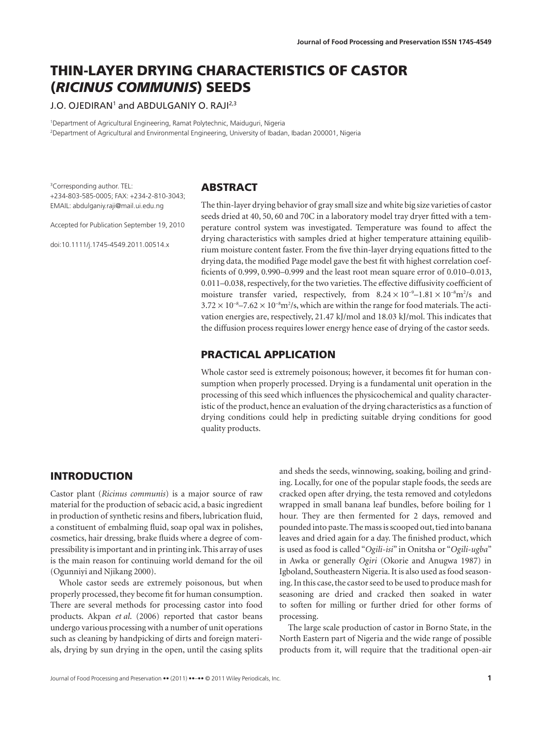# THIN-LAYER DRYING CHARACTERISTICS OF CASTOR (*RICINUS COMMUNIS*) SEEDS

J.O. OJEDIRAN[1] and ABDULGANIY O. RAJI[2,3]

[1]Department of Agricultural Engineering, Ramat Polytechnic, Maiduguri, Nigeria
[2]Department of Agricultural and Environmental Engineering, University of Ibadan, Ibadan 200001, Nigeria

[3]Corresponding author. TEL: +234-803-585-0005; FAX: +234-2-810-3043; EMAIL: abdulganiy.raji@mail.ui.edu.ng

Accepted for Publication September 19, 2010

doi:10.1111/j.1745-4549.2011.00514.x

## ABSTRACT

The thin-layer drying behavior of gray small size and white big size varieties of castor seeds dried at 40, 50, 60 and 70C in a laboratory model tray dryer fitted with a temperature control system was investigated. Temperature was found to affect the drying characteristics with samples dried at higher temperature attaining equilibrium moisture content faster. From the five thin-layer drying equations fitted to the drying data, the modified Page model gave the best fit with highest correlation coefficients of 0.999, 0.990–0.999 and the least root mean square error of 0.010–0.013, 0.011–0.038, respectively, for the two varieties. The effective diffusivity coefficient of moisture transfer varied, respectively, from $8.24 \times 10^{-9}$–$1.81 \times 10^{-8}$ m$^2$/s and $3.72 \times 10^{-8}$–$7.62 \times 10^{-8}$ m$^2$/s, which are within the range for food materials. The activation energies are, respectively, 21.47 kJ/mol and 18.03 kJ/mol. This indicates that the diffusion process requires lower energy hence ease of drying of the castor seeds.

## PRACTICAL APPLICATION

Whole castor seed is extremely poisonous; however, it becomes fit for human consumption when properly processed. Drying is a fundamental unit operation in the processing of this seed which influences the physicochemical and quality characteristic of the product, hence an evaluation of the drying characteristics as a function of drying conditions could help in predicting suitable drying conditions for good quality products.

## INTRODUCTION

Castor plant (*Ricinus communis*) is a major source of raw material for the production of sebacic acid, a basic ingredient in production of synthetic resins and fibers, lubrication fluid, a constituent of embalming fluid, soap opal wax in polishes, cosmetics, hair dressing, brake fluids where a degree of compressibility is important and in printing ink. This array of uses is the main reason for continuing world demand for the oil (Ogunniyi and Njikang 2000).

Whole castor seeds are extremely poisonous, but when properly processed, they become fit for human consumption. There are several methods for processing castor into food products. Akpan *et al.* (2006) reported that castor beans undergo various processing with a number of unit operations such as cleaning by handpicking of dirts and foreign materials, drying by sun drying in the open, until the casing splits and sheds the seeds, winnowing, soaking, boiling and grinding. Locally, for one of the popular staple foods, the seeds are cracked open after drying, the testa removed and cotyledons wrapped in small banana leaf bundles, before boiling for 1 hour. They are then fermented for 2 days, removed and pounded into paste. The mass is scooped out, tied into banana leaves and dried again for a day. The finished product, which is used as food is called "*Ogili-isi*" in Onitsha or "*Ogili-ugba*" in Awka or generally *Ogiri* (Okorie and Anugwa 1987) in Igboland, Southeastern Nigeria. It is also used as food seasoning. In this case, the castor seed to be used to produce mash for seasoning are dried and cracked then soaked in water to soften for milling or further dried for other forms of processing.

The large scale production of castor in Borno State, in the North Eastern part of Nigeria and the wide range of possible products from it, will require that the traditional open-air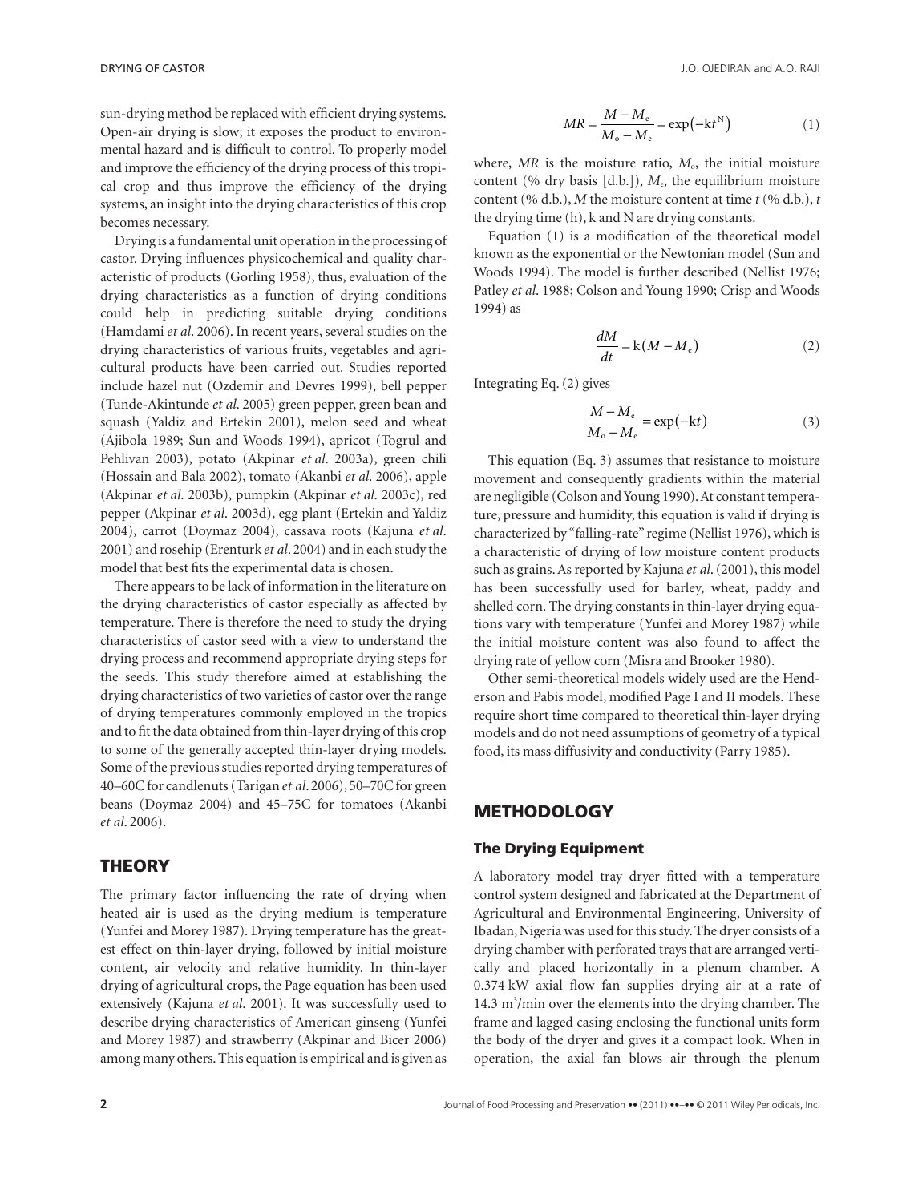sun-drying method be replaced with efficient drying systems. Open-air drying is slow; it exposes the product to environmental hazard and is difficult to control. To properly model and improve the efficiency of the drying process of this tropical crop and thus improve the efficiency of the drying systems, an insight into the drying characteristics of this crop becomes necessary.

Drying is a fundamental unit operation in the processing of castor. Drying influences physicochemical and quality characteristic of products (Gorling 1958), thus, evaluation of the drying characteristics as a function of drying conditions could help in predicting suitable drying conditions (Hamdami *et al*. 2006). In recent years, several studies on the drying characteristics of various fruits, vegetables and agricultural products have been carried out. Studies reported include hazel nut (Ozdemir and Devres 1999), bell pepper (Tunde-Akintunde *et al*. 2005) green pepper, green bean and squash (Yaldiz and Ertekin 2001), melon seed and wheat (Ajibola 1989; Sun and Woods 1994), apricot (Togrul and Pehlivan 2003), potato (Akpinar *et al*. 2003a), green chili (Hossain and Bala 2002), tomato (Akanbi *et al*. 2006), apple (Akpinar *et al*. 2003b), pumpkin (Akpinar *et al*. 2003c), red pepper (Akpinar *et al*. 2003d), egg plant (Ertekin and Yaldiz 2004), carrot (Doymaz 2004), cassava roots (Kajuna *et al*. 2001) and rosehip (Erenturk *et al*. 2004) and in each study the model that best fits the experimental data is chosen.

There appears to be lack of information in the literature on the drying characteristics of castor especially as affected by temperature. There is therefore the need to study the drying characteristics of castor seed with a view to understand the drying process and recommend appropriate drying steps for the seeds. This study therefore aimed at establishing the drying characteristics of two varieties of castor over the range of drying temperatures commonly employed in the tropics and to fit the data obtained from thin-layer drying of this crop to some of the generally accepted thin-layer drying models. Some of the previous studies reported drying temperatures of 40–60C for candlenuts (Tarigan *et al*. 2006), 50–70C for green beans (Doymaz 2004) and 45–75C for tomatoes (Akanbi *et al*. 2006).

## THEORY

The primary factor influencing the rate of drying when heated air is used as the drying medium is temperature (Yunfei and Morey 1987). Drying temperature has the greatest effect on thin-layer drying, followed by initial moisture content, air velocity and relative humidity. In thin-layer drying of agricultural crops, the Page equation has been used extensively (Kajuna *et al*. 2001). It was successfully used to describe drying characteristics of American ginseng (Yunfei and Morey 1987) and strawberry (Akpinar and Bicer 2006) among many others. This equation is empirical and is given as

$$MR = \frac{M - M_e}{M_o - M_e} = \exp\left(-kt^N\right) \tag{1}$$

where, $MR$ is the moisture ratio, $M_o$, the initial moisture content (% dry basis [d.b.]), $M_e$, the equilibrium moisture content (% d.b.), $M$ the moisture content at time $t$ (% d.b.), $t$ the drying time (h), k and N are drying constants.

Equation (1) is a modification of the theoretical model known as the exponential or the Newtonian model (Sun and Woods 1994). The model is further described (Nellist 1976; Patley *et al*. 1988; Colson and Young 1990; Crisp and Woods 1994) as

$$\frac{dM}{dt} = k(M - M_e) \tag{2}$$

Integrating Eq. (2) gives

$$\frac{M - M_e}{M_o - M_e} = \exp(-kt) \tag{3}$$

This equation (Eq. 3) assumes that resistance to moisture movement and consequently gradients within the material are negligible (Colson and Young 1990). At constant temperature, pressure and humidity, this equation is valid if drying is characterized by "falling-rate" regime (Nellist 1976), which is a characteristic of drying of low moisture content products such as grains. As reported by Kajuna *et al*. (2001), this model has been successfully used for barley, wheat, paddy and shelled corn. The drying constants in thin-layer drying equations vary with temperature (Yunfei and Morey 1987) while the initial moisture content was also found to affect the drying rate of yellow corn (Misra and Brooker 1980).

Other semi-theoretical models widely used are the Henderson and Pabis model, modified Page I and II models. These require short time compared to theoretical thin-layer drying models and do not need assumptions of geometry of a typical food, its mass diffusivity and conductivity (Parry 1985).

## METHODOLOGY

### The Drying Equipment

A laboratory model tray dryer fitted with a temperature control system designed and fabricated at the Department of Agricultural and Environmental Engineering, University of Ibadan, Nigeria was used for this study. The dryer consists of a drying chamber with perforated trays that are arranged vertically and placed horizontally in a plenum chamber. A 0.374 kW axial flow fan supplies drying air at a rate of 14.3 $m^3$/min over the elements into the drying chamber. The frame and lagged casing enclosing the functional units form the body of the dryer and gives it a compact look. When in operation, the axial fan blows air through the plenum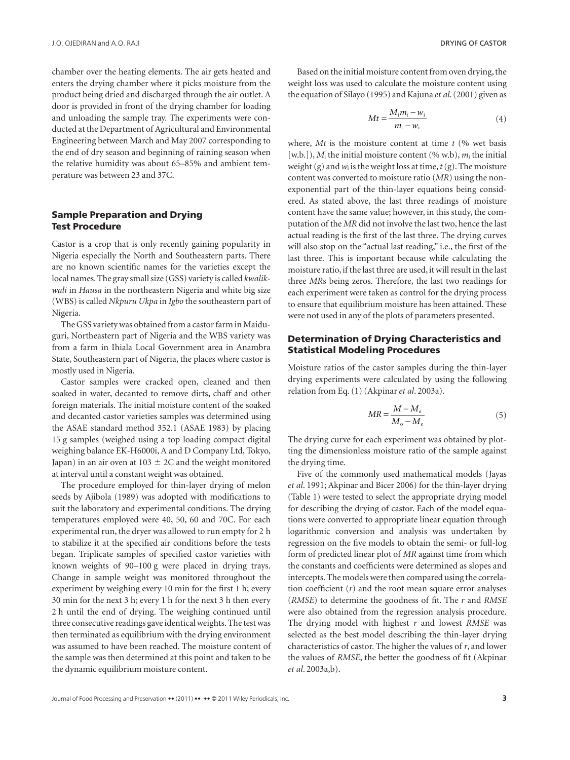chamber over the heating elements. The air gets heated and enters the drying chamber where it picks moisture from the product being dried and discharged through the air outlet. A door is provided in front of the drying chamber for loading and unloading the sample tray. The experiments were conducted at the Department of Agricultural and Environmental Engineering between March and May 2007 corresponding to the end of dry season and beginning of raining season when the relative humidity was about 65–85% and ambient temperature was between 23 and 37C.

## Sample Preparation and Drying Test Procedure

Castor is a crop that is only recently gaining popularity in Nigeria especially the North and Southeastern parts. There are no known scientific names for the varieties except the local names. The gray small size (GSS) variety is called *kwalikwali* in *Hausa* in the northeastern Nigeria and white big size (WBS) is called *Nkpuru Ukpa* in *Igbo* the southeastern part of Nigeria.

The GSS variety was obtained from a castor farm in Maiduguri, Northeastern part of Nigeria and the WBS variety was from a farm in Ihiala Local Government area in Anambra State, Southeastern part of Nigeria, the places where castor is mostly used in Nigeria.

Castor samples were cracked open, cleaned and then soaked in water, decanted to remove dirts, chaff and other foreign materials. The initial moisture content of the soaked and decanted castor varieties samples was determined using the ASAE standard method 352.1 (ASAE 1983) by placing 15 g samples (weighed using a top loading compact digital weighing balance EK-H6000i, A and D Company Ltd, Tokyo, Japan) in an air oven at 103 ± 2C and the weight monitored at interval until a constant weight was obtained.

The procedure employed for thin-layer drying of melon seeds by Ajibola (1989) was adopted with modifications to suit the laboratory and experimental conditions. The drying temperatures employed were 40, 50, 60 and 70C. For each experimental run, the dryer was allowed to run empty for 2 h to stabilize it at the specified air conditions before the tests began. Triplicate samples of specified castor varieties with known weights of 90–100 g were placed in drying trays. Change in sample weight was monitored throughout the experiment by weighing every 10 min for the first 1 h; every 30 min for the next 3 h; every 1 h for the next 3 h then every 2 h until the end of drying. The weighing continued until three consecutive readings gave identical weights. The test was then terminated as equilibrium with the drying environment was assumed to have been reached. The moisture content of the sample was then determined at this point and taken to be the dynamic equilibrium moisture content.

Based on the initial moisture content from oven drying, the weight loss was used to calculate the moisture content using the equation of Silayo (1995) and Kajuna *et al.* (2001) given as

$$Mt = \frac{M_i m_i - w_i}{m_i - w_i} \tag{4}$$

where, $Mt$ is the moisture content at time $t$ (% wet basis [w.b.]), $M_i$ the initial moisture content (% w.b), $m_i$ the initial weight (g) and $w_i$ is the weight loss at time, $t$ (g). The moisture content was converted to moisture ratio (*MR*) using the non-exponential part of the thin-layer equations being considered. As stated above, the last three readings of moisture content have the same value; however, in this study, the computation of the *MR* did not involve the last two, hence the last actual reading is the first of the last three. The drying curves will also stop on the "actual last reading," i.e., the first of the last three. This is important because while calculating the moisture ratio, if the last three are used, it will result in the last three *MR*s being zeros. Therefore, the last two readings for each experiment were taken as control for the drying process to ensure that equilibrium moisture has been attained. These were not used in any of the plots of parameters presented.

## Determination of Drying Characteristics and Statistical Modeling Procedures

Moisture ratios of the castor samples during the thin-layer drying experiments were calculated by using the following relation from Eq. (1) (Akpinar *et al.* 2003a).

$$MR = \frac{M - M_e}{M_o - M_e} \tag{5}$$

The drying curve for each experiment was obtained by plotting the dimensionless moisture ratio of the sample against the drying time.

Five of the commonly used mathematical models (Jayas *et al.* 1991; Akpinar and Bicer 2006) for the thin-layer drying (Table 1) were tested to select the appropriate drying model for describing the drying of castor. Each of the model equations were converted to appropriate linear equation through logarithmic conversion and analysis was undertaken by regression on the five models to obtain the semi- or full-log form of predicted linear plot of *MR* against time from which the constants and coefficients were determined as slopes and intercepts. The models were then compared using the correlation coefficient ($r$) and the root mean square error analyses (*RMSE*) to determine the goodness of fit. The $r$ and *RMSE* were also obtained from the regression analysis procedure. The drying model with highest $r$ and lowest *RMSE* was selected as the best model describing the thin-layer drying characteristics of castor. The higher the values of $r$, and lower the values of *RMSE*, the better the goodness of fit (Akpinar *et al.* 2003a,b).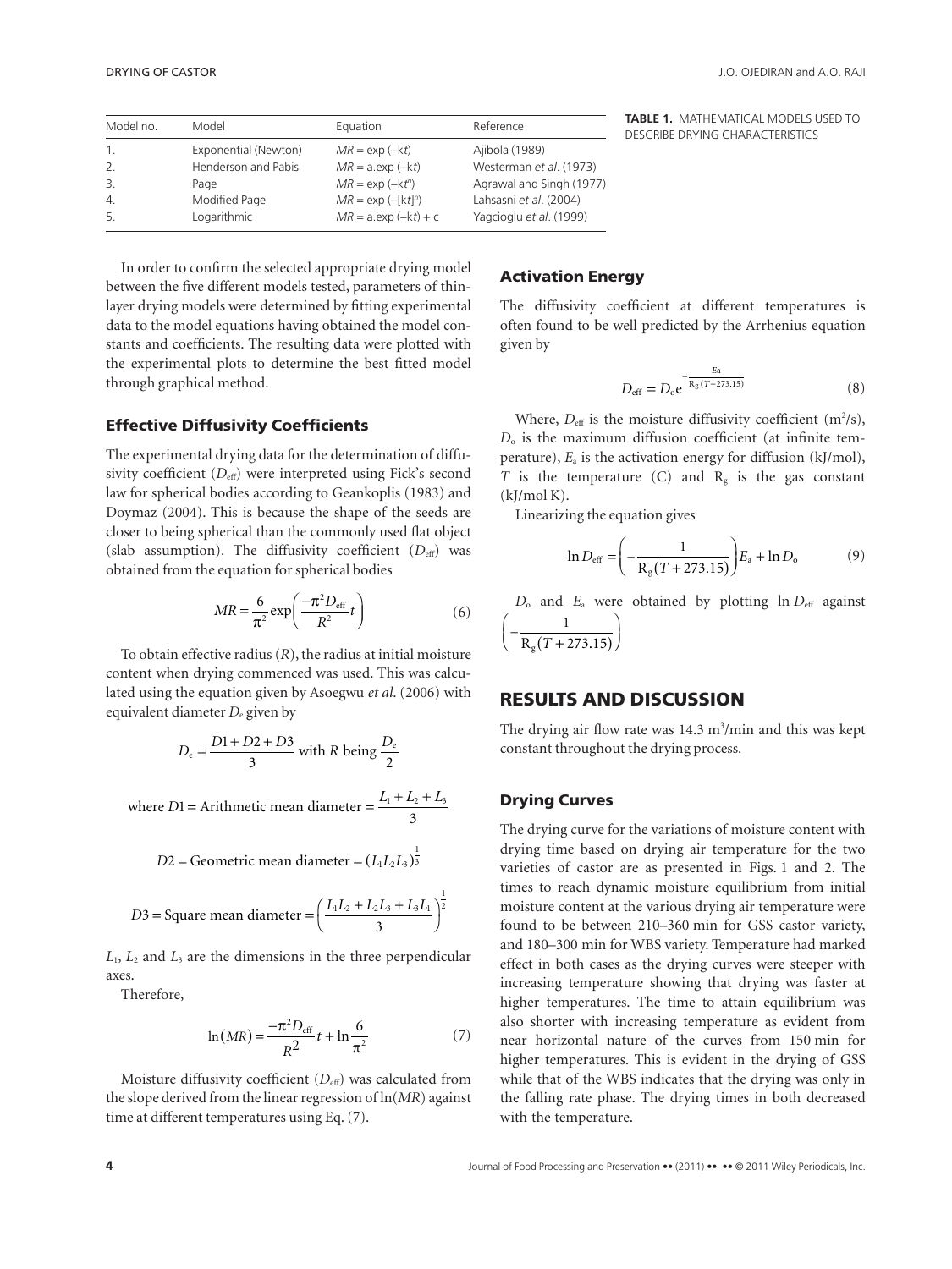**TABLE 1.** MATHEMATICAL MODELS USED TO DESCRIBE DRYING CHARACTERISTICS

| Model no. | Model | Equation | Reference |
|---|---|---|---|
| 1. | Exponential (Newton) | $MR = \exp(-kt)$ | Ajibola (1989) |
| 2. | Henderson and Pabis | $MR = a.\exp(-kt)$ | Westerman *et al*. (1973) |
| 3. | Page | $MR = \exp(-kt^n)$ | Agrawal and Singh (1977) |
| 4. | Modified Page | $MR = \exp(-[kt]^n)$ | Lahsasni *et al*. (2004) |
| 5. | Logarithmic | $MR = a.\exp(-kt) + c$ | Yagcioglu *et al*. (1999) |

In order to confirm the selected appropriate drying model between the five different models tested, parameters of thin-layer drying models were determined by fitting experimental data to the model equations having obtained the model constants and coefficients. The resulting data were plotted with the experimental plots to determine the best fitted model through graphical method.

### Effective Diffusivity Coefficients

The experimental drying data for the determination of diffusivity coefficient ($D_{eff}$) were interpreted using Fick's second law for spherical bodies according to Geankoplis (1983) and Doymaz (2004). This is because the shape of the seeds are closer to being spherical than the commonly used flat object (slab assumption). The diffusivity coefficient ($D_{eff}$) was obtained from the equation for spherical bodies

$$MR = \frac{6}{\pi^2}\exp\left(\frac{-\pi^2 D_{eff}}{R^2}t\right) \tag{6}$$

To obtain effective radius ($R$), the radius at initial moisture content when drying commenced was used. This was calculated using the equation given by Asoegwu *et al*. (2006) with equivalent diameter $D_e$ given by

$$D_e = \frac{D1 + D2 + D3}{3} \text{ with } R \text{ being } \frac{D_e}{2}$$

$$\text{where } D1 = \text{Arithmetic mean diameter} = \frac{L_1 + L_2 + L_3}{3}$$

$$D2 = \text{Geometric mean diameter} = (L_1 L_2 L_3)^{\frac{1}{3}}$$

$$D3 = \text{Square mean diameter} = \left(\frac{L_1 L_2 + L_2 L_3 + L_3 L_1}{3}\right)^{\frac{1}{2}}$$

$L_1$, $L_2$ and $L_3$ are the dimensions in the three perpendicular axes.

Therefore,

$$\ln(MR) = \frac{-\pi^2 D_{eff}}{R^2}t + \ln\frac{6}{\pi^2} \tag{7}$$

Moisture diffusivity coefficient ($D_{eff}$) was calculated from the slope derived from the linear regression of ln($MR$) against time at different temperatures using Eq. (7).

### Activation Energy

The diffusivity coefficient at different temperatures is often found to be well predicted by the Arrhenius equation given by

$$D_{eff} = D_o e^{-\frac{Ea}{R_g(T+273.15)}} \tag{8}$$

Where, $D_{eff}$ is the moisture diffusivity coefficient ($m^2/s$), $D_o$ is the maximum diffusion coefficient (at infinite temperature), $E_a$ is the activation energy for diffusion (kJ/mol), $T$ is the temperature (C) and $R_g$ is the gas constant (kJ/mol K).

Linearizing the equation gives

$$\ln D_{eff} = \left(-\frac{1}{R_g(T+273.15)}\right)E_a + \ln D_o \tag{9}$$

$D_o$ and $E_a$ were obtained by plotting $\ln D_{eff}$ against $\left(-\frac{1}{R_g(T+273.15)}\right)$

## RESULTS AND DISCUSSION

The drying air flow rate was 14.3 $m^3$/min and this was kept constant throughout the drying process.

### Drying Curves

The drying curve for the variations of moisture content with drying time based on drying air temperature for the two varieties of castor are as presented in Figs. 1 and 2. The times to reach dynamic moisture equilibrium from initial moisture content at the various drying air temperature were found to be between 210–360 min for GSS castor variety, and 180–300 min for WBS variety. Temperature had marked effect in both cases as the drying curves were steeper with increasing temperature showing that drying was faster at higher temperatures. The time to attain equilibrium was also shorter with increasing temperature as evident from near horizontal nature of the curves from 150 min for higher temperatures. This is evident in the drying of GSS while that of the WBS indicates that the drying was only in the falling rate phase. The drying times in both decreased with the temperature.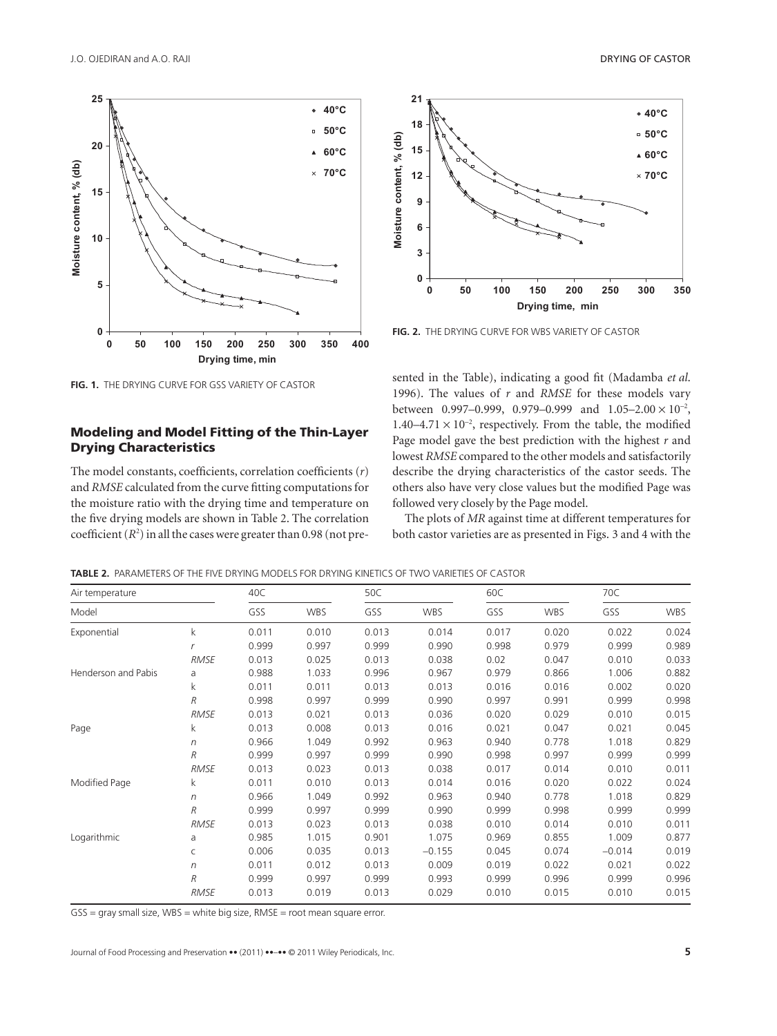**FIG. 1.** THE DRYING CURVE FOR GSS VARIETY OF CASTOR

**FIG. 2.** THE DRYING CURVE FOR WBS VARIETY OF CASTOR

## Modeling and Model Fitting of the Thin-Layer Drying Characteristics

The model constants, coefficients, correlation coefficients ($r$) and *RMSE* calculated from the curve fitting computations for the moisture ratio with the drying time and temperature on the five drying models are shown in Table 2. The correlation coefficient ($R^2$) in all the cases were greater than 0.98 (not presented in the Table), indicating a good fit (Madamba *et al*. 1996). The values of $r$ and *RMSE* for these models vary between 0.997–0.999, 0.979–0.999 and $1.05–2.00 \times 10^{-2}$, $1.40–4.71 \times 10^{-2}$, respectively. From the table, the modified Page model gave the best prediction with the highest $r$ and lowest *RMSE* compared to the other models and satisfactorily describe the drying characteristics of the castor seeds. The others also have very close values but the modified Page was followed very closely by the Page model.

The plots of *MR* against time at different temperatures for both castor varieties are as presented in Figs. 3 and 4 with the

**TABLE 2.** PARAMETERS OF THE FIVE DRYING MODELS FOR DRYING KINETICS OF TWO VARIETIES OF CASTOR

| Air temperature | | 40C | | 50C | | 60C | | 70C | |
|---|---|---|---|---|---|---|---|---|---|
| Model | | GSS | WBS | GSS | WBS | GSS | WBS | GSS | WBS |
| Exponential | k | 0.011 | 0.010 | 0.013 | 0.014 | 0.017 | 0.020 | 0.022 | 0.024 |
| | $r$ | 0.999 | 0.997 | 0.999 | 0.990 | 0.998 | 0.979 | 0.999 | 0.989 |
| | *RMSE* | 0.013 | 0.025 | 0.013 | 0.038 | 0.02 | 0.047 | 0.010 | 0.033 |
| Henderson and Pabis | a | 0.988 | 1.033 | 0.996 | 0.967 | 0.979 | 0.866 | 1.006 | 0.882 |
| | k | 0.011 | 0.011 | 0.013 | 0.013 | 0.016 | 0.016 | 0.002 | 0.020 |
| | $R$ | 0.998 | 0.997 | 0.999 | 0.990 | 0.997 | 0.991 | 0.999 | 0.998 |
| | *RMSE* | 0.013 | 0.021 | 0.013 | 0.036 | 0.020 | 0.029 | 0.010 | 0.015 |
| Page | k | 0.013 | 0.008 | 0.013 | 0.016 | 0.021 | 0.047 | 0.021 | 0.045 |
| | $n$ | 0.966 | 1.049 | 0.992 | 0.963 | 0.940 | 0.778 | 1.018 | 0.829 |
| | $R$ | 0.999 | 0.997 | 0.999 | 0.990 | 0.998 | 0.997 | 0.999 | 0.999 |
| | *RMSE* | 0.013 | 0.023 | 0.013 | 0.038 | 0.017 | 0.014 | 0.010 | 0.011 |
| Modified Page | k | 0.011 | 0.010 | 0.013 | 0.014 | 0.016 | 0.020 | 0.022 | 0.024 |
| | $n$ | 0.966 | 1.049 | 0.992 | 0.963 | 0.940 | 0.778 | 1.018 | 0.829 |
| | $R$ | 0.999 | 0.997 | 0.999 | 0.990 | 0.999 | 0.998 | 0.999 | 0.999 |
| | *RMSE* | 0.013 | 0.023 | 0.013 | 0.038 | 0.010 | 0.014 | 0.010 | 0.011 |
| Logarithmic | a | 0.985 | 1.015 | 0.901 | 1.075 | 0.969 | 0.855 | 1.009 | 0.877 |
| | c | 0.006 | 0.035 | 0.013 | −0.155 | 0.045 | 0.074 | −0.014 | 0.019 |
| | $n$ | 0.011 | 0.012 | 0.013 | 0.009 | 0.019 | 0.022 | 0.021 | 0.022 |
| | $R$ | 0.999 | 0.997 | 0.999 | 0.993 | 0.999 | 0.996 | 0.999 | 0.996 |
| | *RMSE* | 0.013 | 0.019 | 0.013 | 0.029 | 0.010 | 0.015 | 0.010 | 0.015 |

GSS = gray small size, WBS = white big size, RMSE = root mean square error.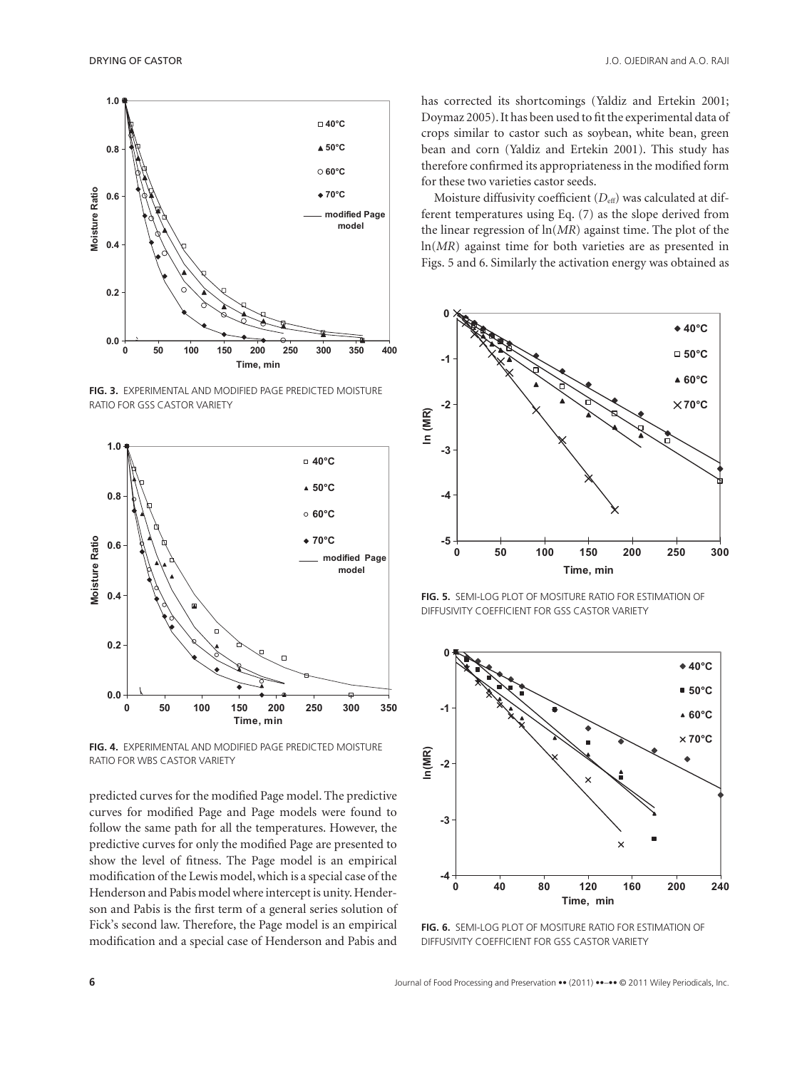FIG. 3. EXPERIMENTAL AND MODIFIED PAGE PREDICTED MOISTURE RATIO FOR GSS CASTOR VARIETY

FIG. 4. EXPERIMENTAL AND MODIFIED PAGE PREDICTED MOISTURE RATIO FOR WBS CASTOR VARIETY

predicted curves for the modified Page model. The predictive curves for modified Page and Page models were found to follow the same path for all the temperatures. However, the predictive curves for only the modified Page are presented to show the level of fitness. The Page model is an empirical modification of the Lewis model, which is a special case of the Henderson and Pabis model where intercept is unity. Henderson and Pabis is the first term of a general series solution of Fick's second law. Therefore, the Page model is an empirical modification and a special case of Henderson and Pabis and has corrected its shortcomings (Yaldiz and Ertekin 2001; Doymaz 2005). It has been used to fit the experimental data of crops similar to castor such as soybean, white bean, green bean and corn (Yaldiz and Ertekin 2001). This study has therefore confirmed its appropriateness in the modified form for these two varieties castor seeds.

Moisture diffusivity coefficient ($D_{eff}$) was calculated at different temperatures using Eq. (7) as the slope derived from the linear regression of ln($MR$) against time. The plot of the ln($MR$) against time for both varieties are as presented in Figs. 5 and 6. Similarly the activation energy was obtained as

FIG. 5. SEMI-LOG PLOT OF MOSITURE RATIO FOR ESTIMATION OF DIFFUSIVITY COEFFICIENT FOR GSS CASTOR VARIETY

FIG. 6. SEMI-LOG PLOT OF MOSITURE RATIO FOR ESTIMATION OF DIFFUSIVITY COEFFICIENT FOR GSS CASTOR VARIETY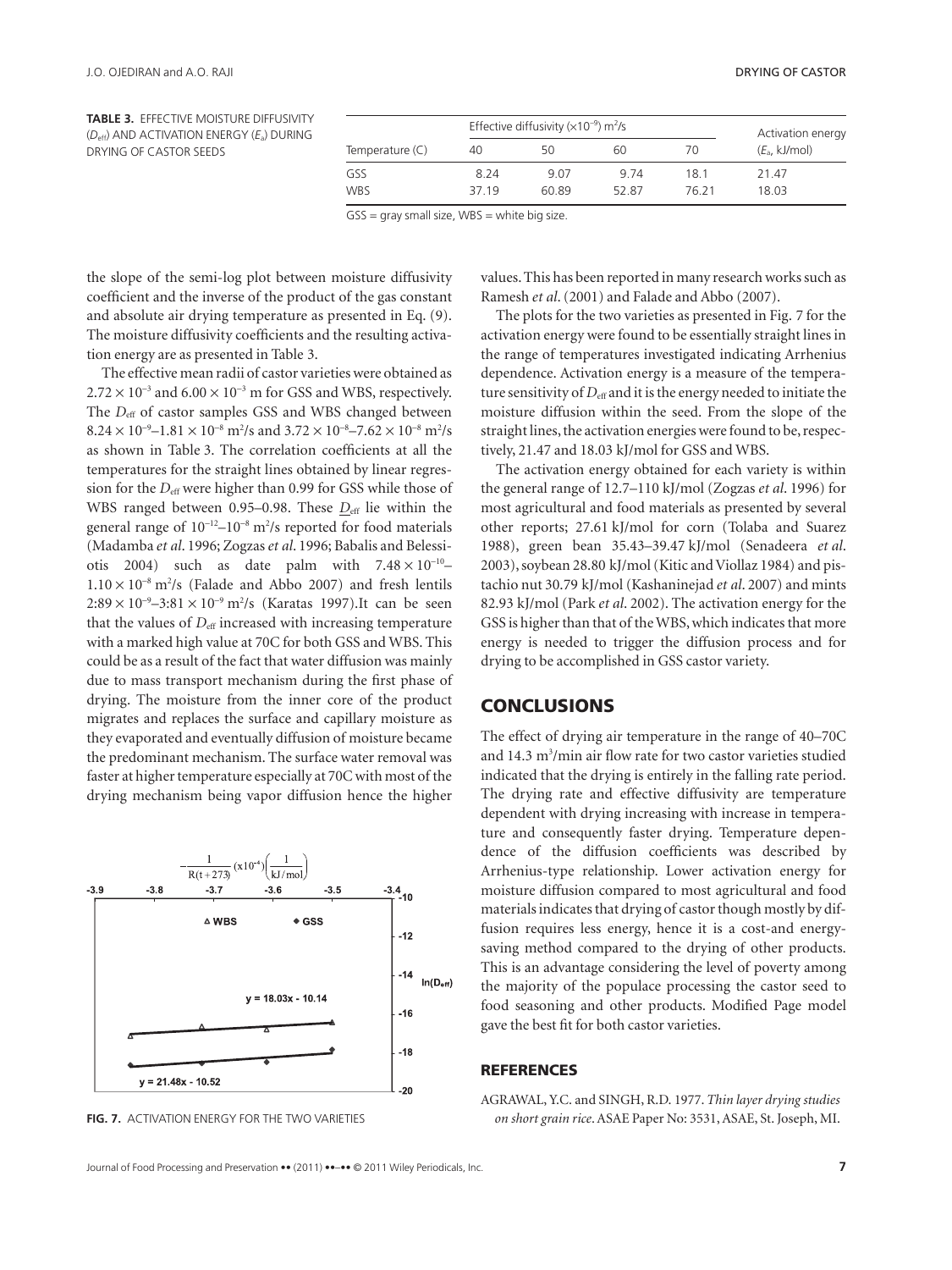**TABLE 3.** EFFECTIVE MOISTURE DIFFUSIVITY ($D_{eff}$) AND ACTIVATION ENERGY ($E_a$) DURING DRYING OF CASTOR SEEDS

| Temperature (C) | Effective diffusivity ($\times10^{-9}$) m²/s | | | | Activation energy |
|---|---|---|---|---|---|
| | 40 | 50 | 60 | 70 | ($E_a$, kJ/mol) |
| GSS | 8.24 | 9.07 | 9.74 | 18.1 | 21.47 |
| WBS | 37.19 | 60.89 | 52.87 | 76.21 | 18.03 |

GSS = gray small size, WBS = white big size.

the slope of the semi-log plot between moisture diffusivity coefficient and the inverse of the product of the gas constant and absolute air drying temperature as presented in Eq. (9). The moisture diffusivity coefficients and the resulting activation energy are as presented in Table 3.

The effective mean radii of castor varieties were obtained as $2.72 \times 10^{-3}$ and $6.00 \times 10^{-3}$ m for GSS and WBS, respectively. The $D_{eff}$ of castor samples GSS and WBS changed between $8.24 \times 10^{-9}$–$1.81 \times 10^{-8}$ m²/s and $3.72 \times 10^{-8}$–$7.62 \times 10^{-8}$ m²/s as shown in Table 3. The correlation coefficients at all the temperatures for the straight lines obtained by linear regression for the $D_{eff}$ were higher than 0.99 for GSS while those of WBS ranged between 0.95–0.98. These $D_{eff}$ lie within the general range of $10^{-12}$–$10^{-8}$ m²/s reported for food materials (Madamba *et al*. 1996; Zogzas *et al*. 1996; Babalis and Belessiotis 2004) such as date palm with $7.48 \times 10^{-10}$–$1.10 \times 10^{-8}$ m²/s (Falade and Abbo 2007) and fresh lentils $2{:}89 \times 10^{-9}$–$3{:}81 \times 10^{-9}$ m²/s (Karatas 1997).It can be seen that the values of $D_{eff}$ increased with increasing temperature with a marked high value at 70C for both GSS and WBS. This could be as a result of the fact that water diffusion was mainly due to mass transport mechanism during the first phase of drying. The moisture from the inner core of the product migrates and replaces the surface and capillary moisture as they evaporated and eventually diffusion of moisture became the predominant mechanism. The surface water removal was faster at higher temperature especially at 70C with most of the drying mechanism being vapor diffusion hence the higher values. This has been reported in many research works such as Ramesh *et al*. (2001) and Falade and Abbo (2007).

The plots for the two varieties as presented in Fig. 7 for the activation energy were found to be essentially straight lines in the range of temperatures investigated indicating Arrhenius dependence. Activation energy is a measure of the temperature sensitivity of $D_{eff}$ and it is the energy needed to initiate the moisture diffusion within the seed. From the slope of the straight lines, the activation energies were found to be, respectively, 21.47 and 18.03 kJ/mol for GSS and WBS.

The activation energy obtained for each variety is within the general range of 12.7–110 kJ/mol (Zogzas *et al*. 1996) for most agricultural and food materials as presented by several other reports; 27.61 kJ/mol for corn (Tolaba and Suarez 1988), green bean 35.43–39.47 kJ/mol (Senadeera *et al*. 2003), soybean 28.80 kJ/mol (Kitic and Viollaz 1984) and pistachio nut 30.79 kJ/mol (Kashaninejad *et al*. 2007) and mints 82.93 kJ/mol (Park *et al*. 2002). The activation energy for the GSS is higher than that of the WBS, which indicates that more energy is needed to trigger the diffusion process and for drying to be accomplished in GSS castor variety.

**FIG. 7.** ACTIVATION ENERGY FOR THE TWO VARIETIES

## CONCLUSIONS

The effect of drying air temperature in the range of 40–70C and 14.3 m³/min air flow rate for two castor varieties studied indicated that the drying is entirely in the falling rate period. The drying rate and effective diffusivity are temperature dependent with drying increasing with increase in temperature and consequently faster drying. Temperature dependence of the diffusion coefficients was described by Arrhenius-type relationship. Lower activation energy for moisture diffusion compared to most agricultural and food materials indicates that drying of castor though mostly by diffusion requires less energy, hence it is a cost-and energy-saving method compared to the drying of other products. This is an advantage considering the level of poverty among the majority of the populace processing the castor seed to food seasoning and other products. Modified Page model gave the best fit for both castor varieties.

### REFERENCES

AGRAWAL, Y.C. and SINGH, R.D. 1977. *Thin layer drying studies on short grain rice*. ASAE Paper No: 3531, ASAE, St. Joseph, MI.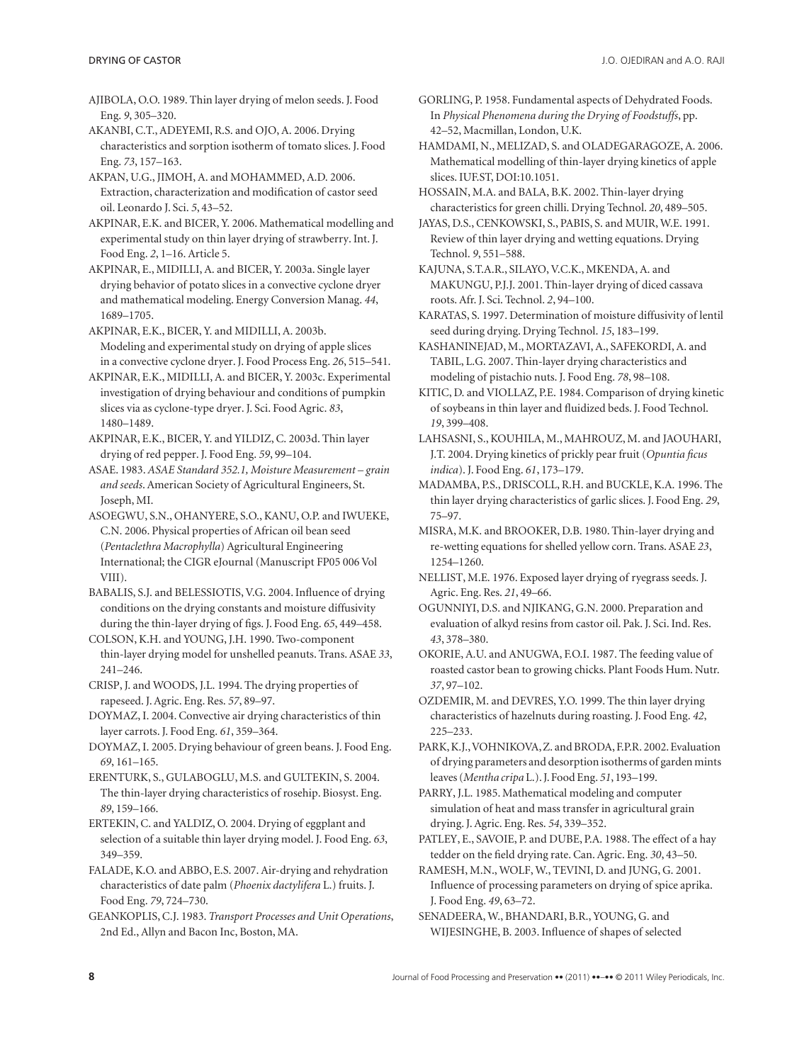AJIBOLA, O.O. 1989. Thin layer drying of melon seeds. J. Food Eng. *9*, 305–320.

AKANBI, C.T., ADEYEMI, R.S. and OJO, A. 2006. Drying characteristics and sorption isotherm of tomato slices. J. Food Eng. *73*, 157–163.

AKPAN, U.G., JIMOH, A. and MOHAMMED, A.D. 2006. Extraction, characterization and modification of castor seed oil. Leonardo J. Sci. *5*, 43–52.

AKPINAR, E.K. and BICER, Y. 2006. Mathematical modelling and experimental study on thin layer drying of strawberry. Int. J. Food Eng. *2*, 1–16. Article 5.

AKPINAR, E., MIDILLI, A. and BICER, Y. 2003a. Single layer drying behavior of potato slices in a convective cyclone dryer and mathematical modeling. Energy Conversion Manag. *44*, 1689–1705.

AKPINAR, E.K., BICER, Y. and MIDILLI, A. 2003b. Modeling and experimental study on drying of apple slices in a convective cyclone dryer. J. Food Process Eng. *26*, 515–541.

AKPINAR, E.K., MIDILLI, A. and BICER, Y. 2003c. Experimental investigation of drying behaviour and conditions of pumpkin slices via as cyclone-type dryer. J. Sci. Food Agric. *83*, 1480–1489.

AKPINAR, E.K., BICER, Y. and YILDIZ, C. 2003d. Thin layer drying of red pepper. J. Food Eng. *59*, 99–104.

ASAE. 1983. *ASAE Standard 352.1, Moisture Measurement – grain and seeds*. American Society of Agricultural Engineers, St. Joseph, MI.

ASOEGWU, S.N., OHANYERE, S.O., KANU, O.P. and IWUEKE, C.N. 2006. Physical properties of African oil bean seed (*Pentaclethra Macrophylla*) Agricultural Engineering International; the CIGR eJournal (Manuscript FP05 006 Vol VIII).

BABALIS, S.J. and BELESSIOTIS, V.G. 2004. Influence of drying conditions on the drying constants and moisture diffusivity during the thin-layer drying of figs. J. Food Eng. *65*, 449–458.

COLSON, K.H. and YOUNG, J.H. 1990. Two-component thin-layer drying model for unshelled peanuts. Trans. ASAE *33*, 241–246.

CRISP, J. and WOODS, J.L. 1994. The drying properties of rapeseed. J. Agric. Eng. Res. *57*, 89–97.

DOYMAZ, I. 2004. Convective air drying characteristics of thin layer carrots. J. Food Eng. *61*, 359–364.

DOYMAZ, I. 2005. Drying behaviour of green beans. J. Food Eng. *69*, 161–165.

ERENTURK, S., GULABOGLU, M.S. and GULTEKIN, S. 2004. The thin-layer drying characteristics of rosehip. Biosyst. Eng. *89*, 159–166.

ERTEKIN, C. and YALDIZ, O. 2004. Drying of eggplant and selection of a suitable thin layer drying model. J. Food Eng. *63*, 349–359.

FALADE, K.O. and ABBO, E.S. 2007. Air-drying and rehydration characteristics of date palm (*Phoenix dactylifera* L.) fruits. J. Food Eng. *79*, 724–730.

GEANKOPLIS, C.J. 1983. *Transport Processes and Unit Operations*, 2nd Ed., Allyn and Bacon Inc, Boston, MA.

GORLING, P. 1958. Fundamental aspects of Dehydrated Foods. In *Physical Phenomena during the Drying of Foodstuffs*, pp. 42–52, Macmillan, London, U.K.

HAMDAMI, N., MELIZAD, S. and OLADEGARAGOZE, A. 2006. Mathematical modelling of thin-layer drying kinetics of apple slices. IUF.ST, DOI:10.1051.

HOSSAIN, M.A. and BALA, B.K. 2002. Thin-layer drying characteristics for green chilli. Drying Technol. *20*, 489–505.

JAYAS, D.S., CENKOWSKI, S., PABIS, S. and MUIR, W.E. 1991. Review of thin layer drying and wetting equations. Drying Technol. *9*, 551–588.

KAJUNA, S.T.A.R., SILAYO, V.C.K., MKENDA, A. and MAKUNGU, P.J.J. 2001. Thin-layer drying of diced cassava roots. Afr. J. Sci. Technol. *2*, 94–100.

KARATAS, S. 1997. Determination of moisture diffusivity of lentil seed during drying. Drying Technol. *15*, 183–199.

KASHANINEJAD, M., MORTAZAVI, A., SAFEKORDI, A. and TABIL, L.G. 2007. Thin-layer drying characteristics and modeling of pistachio nuts. J. Food Eng. *78*, 98–108.

KITIC, D. and VIOLLAZ, P.E. 1984. Comparison of drying kinetic of soybeans in thin layer and fluidized beds. J. Food Technol. *19*, 399–408.

LAHSASNI, S., KOUHILA, M., MAHROUZ, M. and JAOUHARI, J.T. 2004. Drying kinetics of prickly pear fruit (*Opuntia ficus indica*). J. Food Eng. *61*, 173–179.

MADAMBA, P.S., DRISCOLL, R.H. and BUCKLE, K.A. 1996. The thin layer drying characteristics of garlic slices. J. Food Eng. *29*, 75–97.

MISRA, M.K. and BROOKER, D.B. 1980. Thin-layer drying and re-wetting equations for shelled yellow corn. Trans. ASAE *23*, 1254–1260.

NELLIST, M.E. 1976. Exposed layer drying of ryegrass seeds. J. Agric. Eng. Res. *21*, 49–66.

OGUNNIYI, D.S. and NJIKANG, G.N. 2000. Preparation and evaluation of alkyd resins from castor oil. Pak. J. Sci. Ind. Res. *43*, 378–380.

OKORIE, A.U. and ANUGWA, F.O.I. 1987. The feeding value of roasted castor bean to growing chicks. Plant Foods Hum. Nutr. *37*, 97–102.

OZDEMIR, M. and DEVRES, Y.O. 1999. The thin layer drying characteristics of hazelnuts during roasting. J. Food Eng. *42*, 225–233.

PARK, K.J., VOHNIKOVA, Z. and BRODA, F.P.R. 2002. Evaluation of drying parameters and desorption isotherms of garden mints leaves (*Mentha cripa* L.). J. Food Eng. *51*, 193–199.

PARRY, J.L. 1985. Mathematical modeling and computer simulation of heat and mass transfer in agricultural grain drying. J. Agric. Eng. Res. *54*, 339–352.

PATLEY, E., SAVOIE, P. and DUBE, P.A. 1988. The effect of a hay tedder on the field drying rate. Can. Agric. Eng. *30*, 43–50.

RAMESH, M.N., WOLF, W., TEVINI, D. and JUNG, G. 2001. Influence of processing parameters on drying of spice aprika. J. Food Eng. *49*, 63–72.

SENADEERA, W., BHANDARI, B.R., YOUNG, G. and WIJESINGHE, B. 2003. Influence of shapes of selected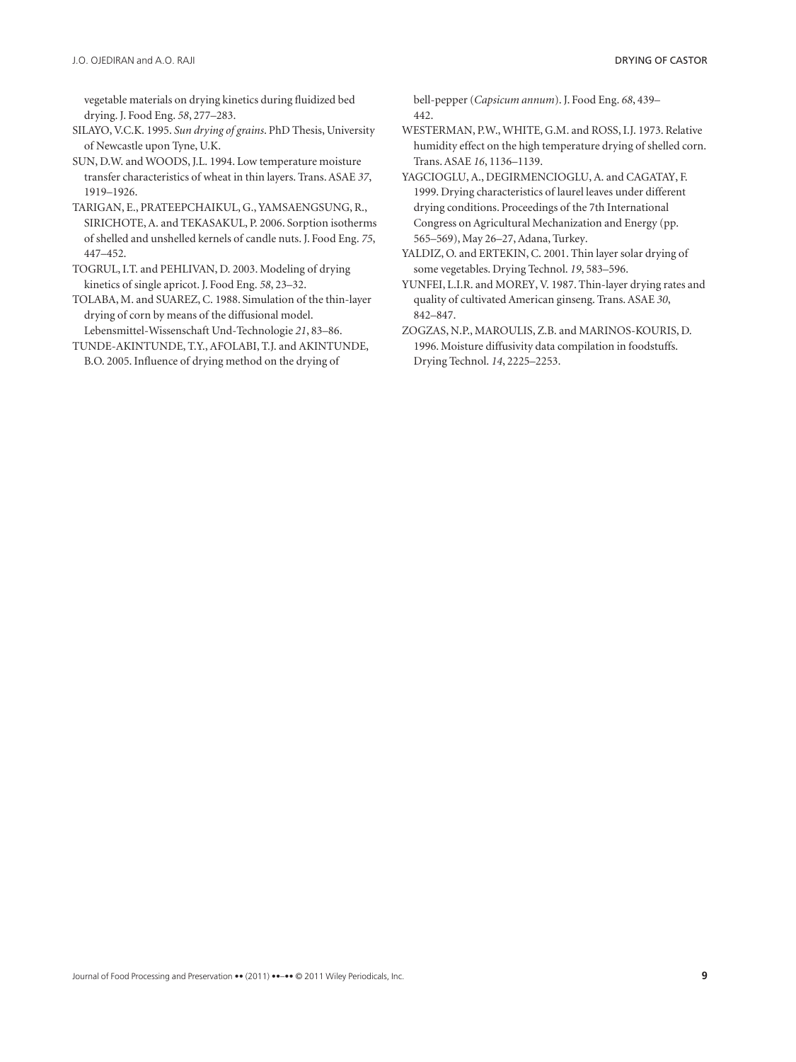vegetable materials on drying kinetics during fluidized bed drying. J. Food Eng. *58*, 277–283.

SILAYO, V.C.K. 1995. *Sun drying of grains*. PhD Thesis, University of Newcastle upon Tyne, U.K.

SUN, D.W. and WOODS, J.L. 1994. Low temperature moisture transfer characteristics of wheat in thin layers. Trans. ASAE *37*, 1919–1926.

TARIGAN, E., PRATEEPCHAIKUL, G., YAMSAENGSUNG, R., SIRICHOTE, A. and TEKASAKUL, P. 2006. Sorption isotherms of shelled and unshelled kernels of candle nuts. J. Food Eng. *75*, 447–452.

TOGRUL, I.T. and PEHLIVAN, D. 2003. Modeling of drying kinetics of single apricot. J. Food Eng. *58*, 23–32.

TOLABA, M. and SUAREZ, C. 1988. Simulation of the thin-layer drying of corn by means of the diffusional model. Lebensmittel-Wissenschaft Und-Technologie *21*, 83–86.

TUNDE-AKINTUNDE, T.Y., AFOLABI, T.J. and AKINTUNDE, B.O. 2005. Influence of drying method on the drying of bell-pepper (*Capsicum annum*). J. Food Eng. *68*, 439–442.

WESTERMAN, P.W., WHITE, G.M. and ROSS, I.J. 1973. Relative humidity effect on the high temperature drying of shelled corn. Trans. ASAE *16*, 1136–1139.

YAGCIOGLU, A., DEGIRMENCIOGLU, A. and CAGATAY, F. 1999. Drying characteristics of laurel leaves under different drying conditions. Proceedings of the 7th International Congress on Agricultural Mechanization and Energy (pp. 565–569), May 26–27, Adana, Turkey.

YALDIZ, O. and ERTEKIN, C. 2001. Thin layer solar drying of some vegetables. Drying Technol. *19*, 583–596.

YUNFEI, L.I.R. and MOREY, V. 1987. Thin-layer drying rates and quality of cultivated American ginseng. Trans. ASAE *30*, 842–847.

ZOGZAS, N.P., MAROULIS, Z.B. and MARINOS-KOURIS, D. 1996. Moisture diffusivity data compilation in foodstuffs. Drying Technol. *14*, 2225–2253.